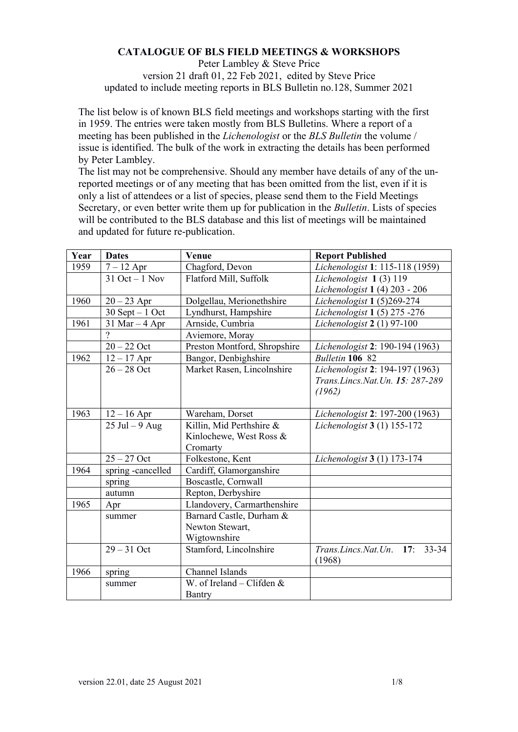**CATALOGUE OF BLS FIELD MEETINGS & WORKSHOPS**

Peter Lambley & Steve Price

version 21 draft 01, 22 Feb 2021, edited by Steve Price

updated to include meeting reports in BLS Bulletin no.128, Summer 2021

The list below is of known BLS field meetings and workshops starting with the first in 1959. The entries were taken mostly from BLS Bulletins. Where a report of a meeting has been published in the *Lichenologist* or the *BLS Bulletin* the volume / issue is identified. The bulk of the work in extracting the details has been performed by Peter Lambley.

The list may not be comprehensive. Should any member have details of any of the un-reported meetings or of any meeting that has been omitted from the list, even if it is only a list of attendees or a list of species, please send them to the Field Meetings Secretary, or even better write them up for publication in the *Bulletin*. Lists of species will be contributed to the BLS database and this list of meetings will be maintained and updated for future re-publication.

| Year | Dates | Venue | Report Published |
|---|---|---|---|
| 1959 | 7 – 12 Apr | Chagford, Devon | *Lichenologist* **1**: 115-118 (1959) |
| | 31 Oct – 1 Nov | Flatford Mill, Suffolk | *Lichenologist* **1** (3) 119<br>*Lichenologist* **1** (4) 203 - 206 |
| 1960 | 20 – 23 Apr | Dolgellau, Merionethshire | *Lichenologist* **1** (5)269-274 |
| | 30 Sept – 1 Oct | Lyndhurst, Hampshire | *Lichenologist* **1** (5) 275 -276 |
| 1961 | 31 Mar – 4 Apr | Arnside, Cumbria | *Lichenologist* **2** (1) 97-100 |
| | ? | Aviemore, Moray | |
| | 20 – 22 Oct | Preston Montford, Shropshire | *Lichenologist* **2**: 190-194 (1963) |
| 1962 | 12 – 17 Apr | Bangor, Denbighshire | *Bulletin* **106** 82 |
| | 26 – 28 Oct | Market Rasen, Lincolnshire | *Lichenologist* **2**: 194-197 (1963)<br>*Trans.Lincs.Nat.Un.* ***15****: 287-289 (1962)* |
| 1963 | 12 – 16 Apr | Wareham, Dorset | *Lichenologist* **2**: 197-200 (1963) |
| | 25 Jul – 9 Aug | Killin, Mid Perthshire & Kinlochewe, West Ross & Cromarty | *Lichenologist* **3** (1) 155-172 |
| | 25 – 27 Oct | Folkestone, Kent | *Lichenologist* **3** (1) 173-174 |
| 1964 | spring -cancelled | Cardiff, Glamorganshire | |
| | spring | Boscastle, Cornwall | |
| | autumn | Repton, Derbyshire | |
| 1965 | Apr | Llandovery, Carmarthenshire | |
| | summer | Barnard Castle, Durham & Newton Stewart, Wigtownshire | |
| | 29 – 31 Oct | Stamford, Lincolnshire | *Trans.Lincs.Nat.Un*. **17**: 33-34 (1968) |
| 1966 | spring | Channel Islands | |
| | summer | W. of Ireland – Clifden & Bantry | |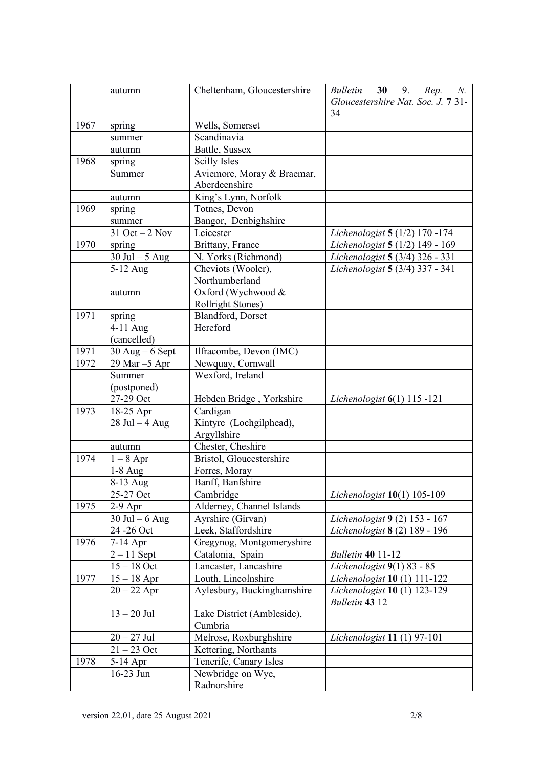| | | | |
|---|---|---|---|
| | autumn | Cheltenham, Gloucestershire | *Bulletin* **30** 9. *Rep. N. Gloucestershire Nat. Soc. J.* **7** 31-34 |
| 1967 | spring | Wells, Somerset | |
| | summer | Scandinavia | |
| | autumn | Battle, Sussex | |
| 1968 | spring | Scilly Isles | |
| | Summer | Aviemore, Moray & Braemar, Aberdeenshire | |
| | autumn | King's Lynn, Norfolk | |
| 1969 | spring | Totnes, Devon | |
| | summer | Bangor, Denbighshire | |
| | 31 Oct – 2 Nov | Leicester | *Lichenologist* **5** (1/2) 170 -174 |
| 1970 | spring | Brittany, France | *Lichenologist* **5** (1/2) 149 - 169 |
| | 30 Jul – 5 Aug | N. Yorks (Richmond) | *Lichenologist* **5** (3/4) 326 - 331 |
| | 5-12 Aug | Cheviots (Wooler), Northumberland | *Lichenologist* **5** (3/4) 337 - 341 |
| | autumn | Oxford (Wychwood & Rollright Stones) | |
| 1971 | spring | Blandford, Dorset | |
| | 4-11 Aug (cancelled) | Hereford | |
| 1971 | 30 Aug – 6 Sept | Ilfracombe, Devon (IMC) | |
| 1972 | 29 Mar –5 Apr | Newquay, Cornwall | |
| | Summer (postponed) | Wexford, Ireland | |
| | 27-29 Oct | Hebden Bridge , Yorkshire | *Lichenologist* **6**(1) 115 -121 |
| 1973 | 18-25 Apr | Cardigan | |
| | 28 Jul – 4 Aug | Kintyre (Lochgilphead), Argyllshire | |
| | autumn | Chester, Cheshire | |
| 1974 | 1 – 8 Apr | Bristol, Gloucestershire | |
| | 1-8 Aug | Forres, Moray | |
| | 8-13 Aug | Banff, Banfshire | |
| | 25-27 Oct | Cambridge | *Lichenologist* **10**(1) 105-109 |
| 1975 | 2-9 Apr | Alderney, Channel Islands | |
| | 30 Jul – 6 Aug | Ayrshire (Girvan) | *Lichenologist* **9** (2) 153 - 167 |
| | 24 -26 Oct | Leek, Staffordshire | *Lichenologist* **8** (2) 189 - 196 |
| 1976 | 7-14 Apr | Gregynog, Montgomeryshire | |
| | 2 – 11 Sept | Catalonia, Spain | *Bulletin* **40** 11-12 |
| | 15 – 18 Oct | Lancaster, Lancashire | *Lichenologist* **9**(1) 83 - 85 |
| 1977 | 15 – 18 Apr | Louth, Lincolnshire | *Lichenologist* **10** (1) 111-122 |
| | 20 – 22 Apr | Aylesbury, Buckinghamshire | *Lichenologist* **10** (1) 123-129 *Bulletin* **43** 12 |
| | 13 – 20 Jul | Lake District (Ambleside), Cumbria | |
| | 20 – 27 Jul | Melrose, Roxburghshire | *Lichenologist* **11** (1) 97-101 |
| | 21 – 23 Oct | Kettering, Northants | |
| 1978 | 5-14 Apr | Tenerife, Canary Isles | |
| | 16-23 Jun | Newbridge on Wye, Radnorshire | |

version 22.01, date 25 August 2021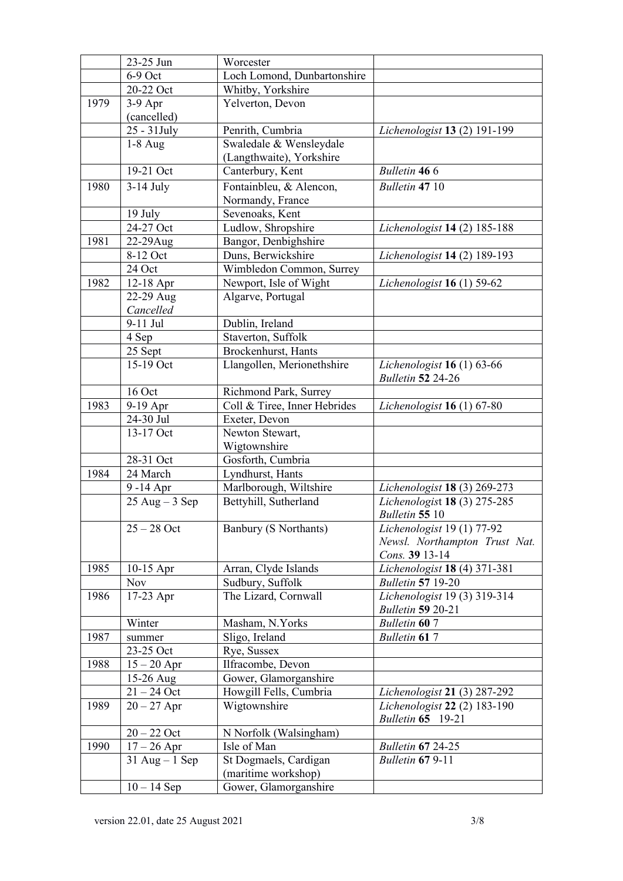| | | | |
|---|---|---|---|
| | 23-25 Jun | Worcester | |
| | 6-9 Oct | Loch Lomond, Dunbartonshire | |
| | 20-22 Oct | Whitby, Yorkshire | |
| 1979 | 3-9 Apr (cancelled) | Yelverton, Devon | |
| | 25 - 31July | Penrith, Cumbria | *Lichenologist* **13** (2) 191-199 |
| | 1-8 Aug | Swaledale & Wensleydale (Langthwaite), Yorkshire | |
| | 19-21 Oct | Canterbury, Kent | *Bulletin* **46** 6 |
| 1980 | 3-14 July | Fontainbleu, & Alencon, Normandy, France | *Bulletin* **47** 10 |
| | 19 July | Sevenoaks, Kent | |
| | 24-27 Oct | Ludlow, Shropshire | *Lichenologist* **14** (2) 185-188 |
| 1981 | 22-29Aug | Bangor, Denbighshire | |
| | 8-12 Oct | Duns, Berwickshire | *Lichenologist* **14** (2) 189-193 |
| | 24 Oct | Wimbledon Common, Surrey | |
| 1982 | 12-18 Apr | Newport, Isle of Wight | *Lichenologist* **16** (1) 59-62 |
| | 22-29 Aug *Cancelled* | Algarve, Portugal | |
| | 9-11 Jul | Dublin, Ireland | |
| | 4 Sep | Staverton, Suffolk | |
| | 25 Sept | Brockenhurst, Hants | |
| | 15-19 Oct | Llangollen, Merionethshire | *Lichenologist* **16** (1) 63-66 *Bulletin* **52** 24-26 |
| | 16 Oct | Richmond Park, Surrey | |
| 1983 | 9-19 Apr | Coll & Tiree, Inner Hebrides | *Lichenologist* **16** (1) 67-80 |
| | 24-30 Jul | Exeter, Devon | |
| | 13-17 Oct | Newton Stewart, Wigtownshire | |
| | 28-31 Oct | Gosforth, Cumbria | |
| 1984 | 24 March | Lyndhurst, Hants | |
| | 9 -14 Apr | Marlborough, Wiltshire | *Lichenologist* **18** (3) 269-273 |
| | 25 Aug – 3 Sep | Bettyhill, Sutherland | *Lichenologist* **18** (3) 275-285 *Bulletin* **55** 10 |
| | 25 – 28 Oct | Banbury (S Northants) | *Lichenologist* 19 (1) 77-92 *Newsl. Northampton Trust Nat. Cons.* **39** 13-14 |
| 1985 | 10-15 Apr | Arran, Clyde Islands | *Lichenologist* **18** (4) 371-381 |
| | Nov | Sudbury, Suffolk | *Bulletin* **57** 19-20 |
| 1986 | 17-23 Apr | The Lizard, Cornwall | *Lichenologist* 19 (3) 319-314 *Bulletin* **59** 20-21 |
| | Winter | Masham, N.Yorks | *Bulletin* **60** 7 |
| 1987 | summer | Sligo, Ireland | *Bulletin* **61** 7 |
| | 23-25 Oct | Rye, Sussex | |
| 1988 | 15 – 20 Apr | Ilfracombe, Devon | |
| | 15-26 Aug | Gower, Glamorganshire | |
| | 21 – 24 Oct | Howgill Fells, Cumbria | *Lichenologist* **21** (3) 287-292 |
| 1989 | 20 – 27 Apr | Wigtownshire | *Lichenologist* **22** (2) 183-190 *Bulletin* **65** 19-21 |
| | 20 – 22 Oct | N Norfolk (Walsingham) | |
| 1990 | 17 – 26 Apr | Isle of Man | *Bulletin* **67** 24-25 |
| | 31 Aug – 1 Sep | St Dogmaels, Cardigan (maritime workshop) | *Bulletin* **67** 9-11 |
| | 10 – 14 Sep | Gower, Glamorganshire | |

version 22.01, date 25 August 2021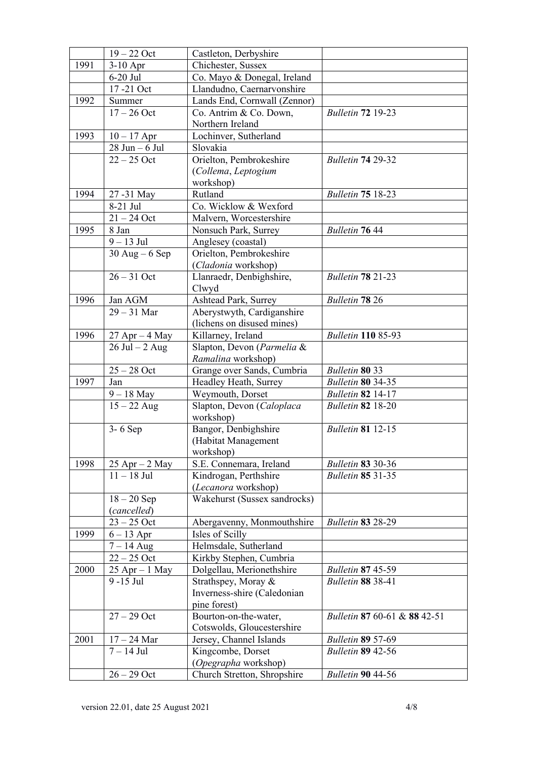| | | | |
|---|---|---|---|
| | 19 – 22 Oct | Castleton, Derbyshire | |
| 1991 | 3-10 Apr | Chichester, Sussex | |
| | 6-20 Jul | Co. Mayo & Donegal, Ireland | |
| | 17 -21 Oct | Llandudno, Caernarvonshire | |
| 1992 | Summer | Lands End, Cornwall (Zennor) | |
| | 17 – 26 Oct | Co. Antrim & Co. Down, Northern Ireland | *Bulletin* **72** 19-23 |
| 1993 | 10 – 17 Apr | Lochinver, Sutherland | |
| | 28 Jun – 6 Jul | Slovakia | |
| | 22 – 25 Oct | Orielton, Pembrokeshire (*Collema*, *Leptogium* workshop) | *Bulletin* **74** 29-32 |
| 1994 | 27 -31 May | Rutland | *Bulletin* **75** 18-23 |
| | 8-21 Jul | Co. Wicklow & Wexford | |
| | 21 – 24 Oct | Malvern, Worcestershire | |
| 1995 | 8 Jan | Nonsuch Park, Surrey | *Bulletin* **76** 44 |
| | 9 – 13 Jul | Anglesey (coastal) | |
| | 30 Aug – 6 Sep | Orielton, Pembrokeshire (*Cladonia* workshop) | |
| | 26 – 31 Oct | Llanraedr, Denbighshire, Clwyd | *Bulletin* **78** 21-23 |
| 1996 | Jan AGM | Ashtead Park, Surrey | *Bulletin* **78** 26 |
| | 29 – 31 Mar | Aberystwyth, Cardiganshire (lichens on disused mines) | |
| 1996 | 27 Apr – 4 May | Killarney, Ireland | *Bulletin* **110** 85-93 |
| | 26 Jul – 2 Aug | Slapton, Devon (*Parmelia* & *Ramalina* workshop) | |
| | 25 – 28 Oct | Grange over Sands, Cumbria | *Bulletin* **80** 33 |
| 1997 | Jan | Headley Heath, Surrey | *Bulletin* **80** 34-35 |
| | 9 – 18 May | Weymouth, Dorset | *Bulletin* **82** 14-17 |
| | 15 – 22 Aug | Slapton, Devon (*Caloplaca* workshop) | *Bulletin* **82** 18-20 |
| | 3- 6 Sep | Bangor, Denbighshire (Habitat Management workshop) | *Bulletin* **81** 12-15 |
| 1998 | 25 Apr – 2 May | S.E. Connemara, Ireland | *Bulletin* **83** 30-36 |
| | 11 – 18 Jul | Kindrogan, Perthshire (*Lecanora* workshop) | *Bulletin* **85** 31-35 |
| | 18 – 20 Sep (*cancelled*) | Wakehurst (Sussex sandrocks) | |
| | 23 – 25 Oct | Abergavenny, Monmouthshire | *Bulletin* **83** 28-29 |
| 1999 | 6 – 13 Apr | Isles of Scilly | |
| | 7 – 14 Aug | Helmsdale, Sutherland | |
| | 22 – 25 Oct | Kirkby Stephen, Cumbria | |
| 2000 | 25 Apr – 1 May | Dolgellau, Merionethshire | *Bulletin* **87** 45-59 |
| | 9 -15 Jul | Strathspey, Moray & Inverness-shire (Caledonian pine forest) | *Bulletin* **88** 38-41 |
| | 27 – 29 Oct | Bourton-on-the-water, Cotswolds, Gloucestershire | *Bulletin* **87** 60-61 & **88** 42-51 |
| 2001 | 17 – 24 Mar | Jersey, Channel Islands | *Bulletin* **89** 57-69 |
| | 7 – 14 Jul | Kingcombe, Dorset (*Opegrapha* workshop) | *Bulletin* **89** 42-56 |
| | 26 – 29 Oct | Church Stretton, Shropshire | *Bulletin* **90** 44-56 |

version 22.01, date 25 August 2021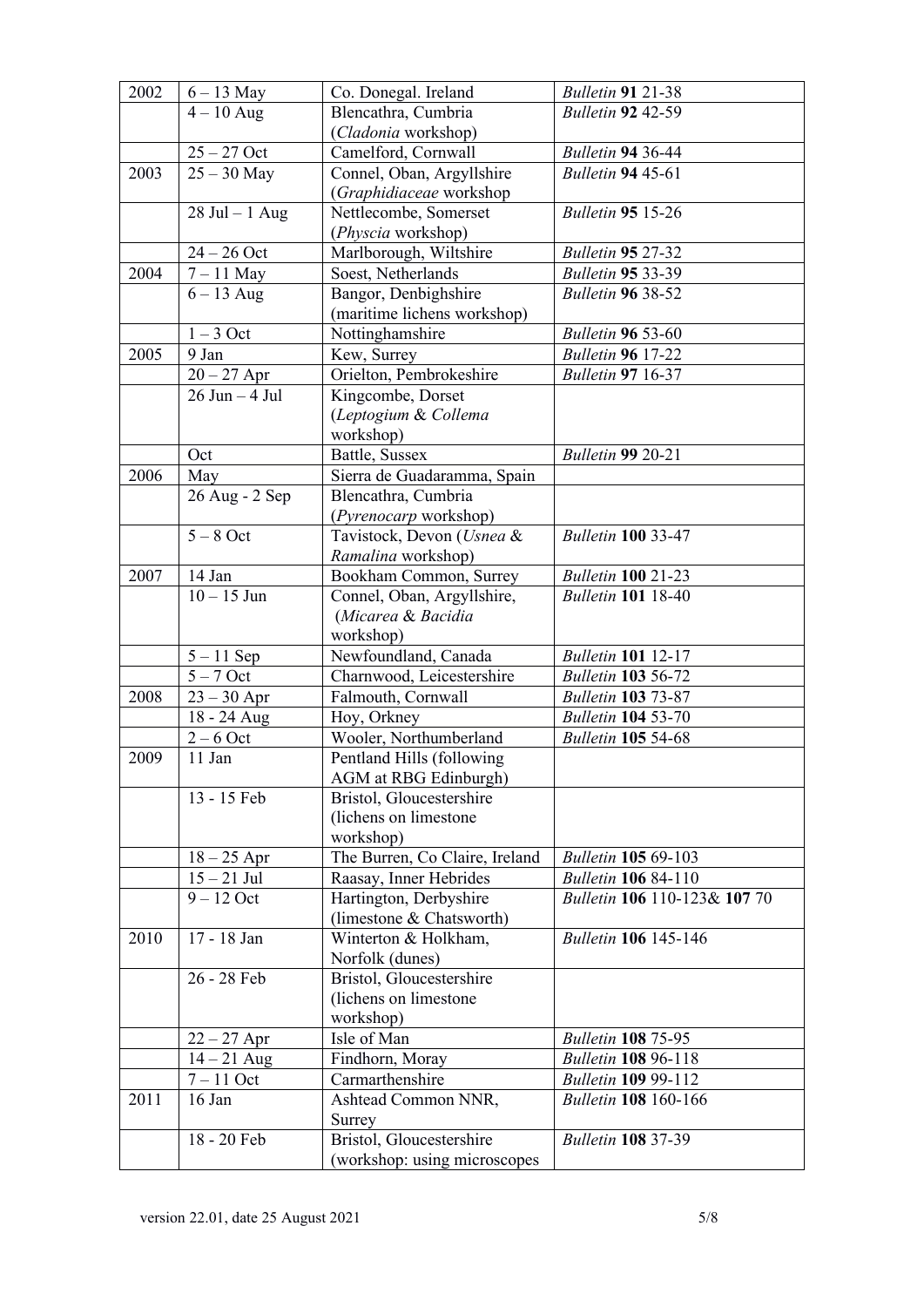| 2002 | 6 – 13 May | Co. Donegal. Ireland | *Bulletin* **91** 21-38 |
|---|---|---|---|
| | 4 – 10 Aug | Blencathra, Cumbria (*Cladonia* workshop) | *Bulletin* **92** 42-59 |
| | 25 – 27 Oct | Camelford, Cornwall | *Bulletin* **94** 36-44 |
| 2003 | 25 – 30 May | Connel, Oban, Argyllshire (*Graphidiaceae* workshop | *Bulletin* **94** 45-61 |
| | 28 Jul – 1 Aug | Nettlecombe, Somerset (*Physcia* workshop) | *Bulletin* **95** 15-26 |
| | 24 – 26 Oct | Marlborough, Wiltshire | *Bulletin* **95** 27-32 |
| 2004 | 7 – 11 May | Soest, Netherlands | *Bulletin* **95** 33-39 |
| | 6 – 13 Aug | Bangor, Denbighshire (maritime lichens workshop) | *Bulletin* **96** 38-52 |
| | 1 – 3 Oct | Nottinghamshire | *Bulletin* **96** 53-60 |
| 2005 | 9 Jan | Kew, Surrey | *Bulletin* **96** 17-22 |
| | 20 – 27 Apr | Orielton, Pembrokeshire | *Bulletin* **97** 16-37 |
| | 26 Jun – 4 Jul | Kingcombe, Dorset (*Leptogium* & *Collema* workshop) | |
| | Oct | Battle, Sussex | *Bulletin* **99** 20-21 |
| 2006 | May | Sierra de Guadaramma, Spain | |
| | 26 Aug - 2 Sep | Blencathra, Cumbria (*Pyrenocarp* workshop) | |
| | 5 – 8 Oct | Tavistock, Devon (*Usnea* & *Ramalina* workshop) | *Bulletin* **100** 33-47 |
| 2007 | 14 Jan | Bookham Common, Surrey | *Bulletin* **100** 21-23 |
| | 10 – 15 Jun | Connel, Oban, Argyllshire, (*Micarea* & *Bacidia* workshop) | *Bulletin* **101** 18-40 |
| | 5 – 11 Sep | Newfoundland, Canada | *Bulletin* **101** 12-17 |
| | 5 – 7 Oct | Charnwood, Leicestershire | *Bulletin* **103** 56-72 |
| 2008 | 23 – 30 Apr | Falmouth, Cornwall | *Bulletin* **103** 73-87 |
| | 18 - 24 Aug | Hoy, Orkney | *Bulletin* **104** 53-70 |
| | 2 – 6 Oct | Wooler, Northumberland | *Bulletin* **105** 54-68 |
| 2009 | 11 Jan | Pentland Hills (following AGM at RBG Edinburgh) | |
| | 13 - 15 Feb | Bristol, Gloucestershire (lichens on limestone workshop) | |
| | 18 – 25 Apr | The Burren, Co Claire, Ireland | *Bulletin* **105** 69-103 |
| | 15 – 21 Jul | Raasay, Inner Hebrides | *Bulletin* **106** 84-110 |
| | 9 – 12 Oct | Hartington, Derbyshire (limestone & Chatsworth) | *Bulletin* **106** 110-123& **107** 70 |
| 2010 | 17 - 18 Jan | Winterton & Holkham, Norfolk (dunes) | *Bulletin* **106** 145-146 |
| | 26 - 28 Feb | Bristol, Gloucestershire (lichens on limestone workshop) | |
| | 22 – 27 Apr | Isle of Man | *Bulletin* **108** 75-95 |
| | 14 – 21 Aug | Findhorn, Moray | *Bulletin* **108** 96-118 |
| | 7 – 11 Oct | Carmarthenshire | *Bulletin* **109** 99-112 |
| 2011 | 16 Jan | Ashtead Common NNR, Surrey | *Bulletin* **108** 160-166 |
| | 18 - 20 Feb | Bristol, Gloucestershire (workshop: using microscopes | *Bulletin* **108** 37-39 |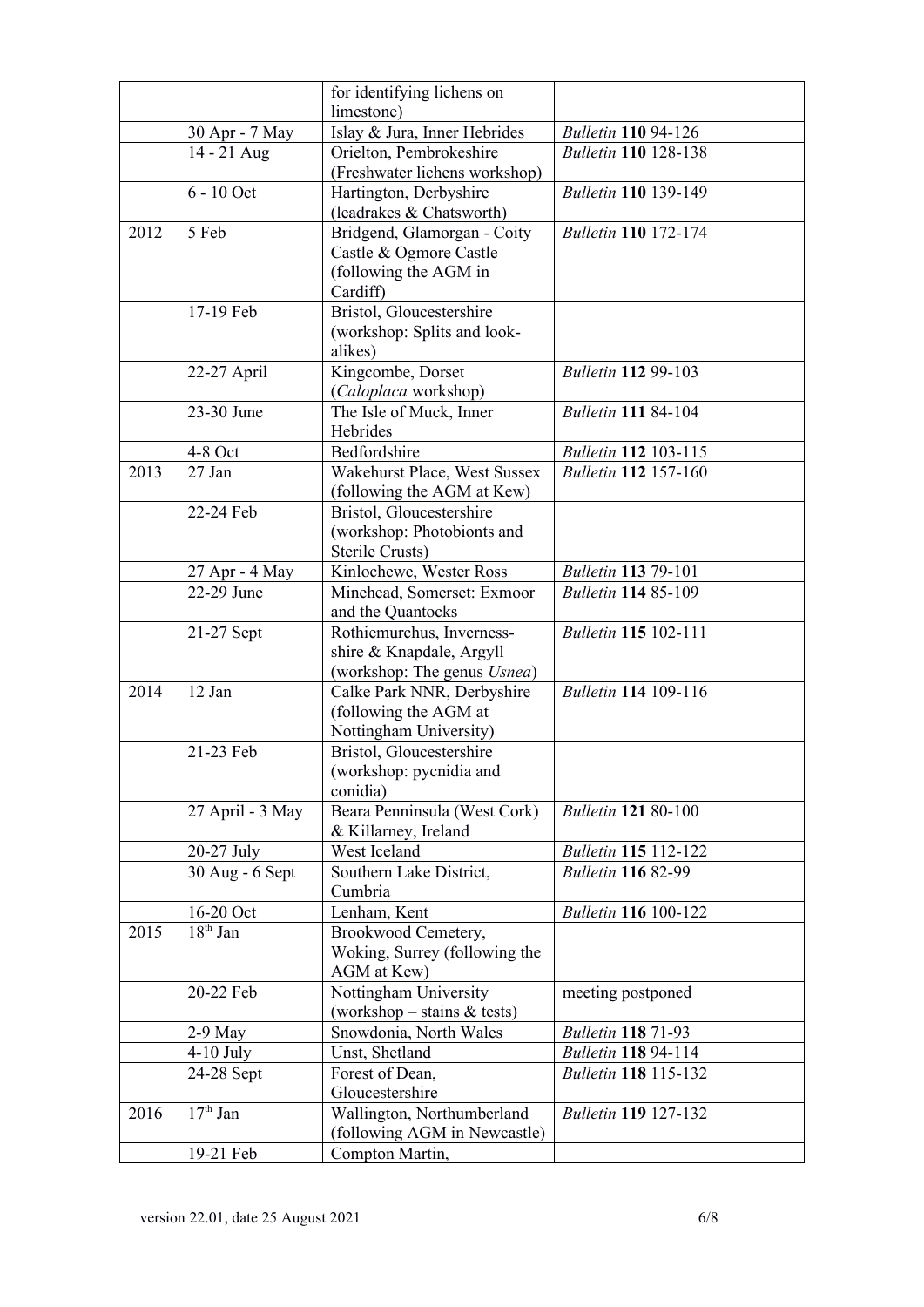| | | for identifying lichens on limestone) | |
|---|---|---|---|
| | 30 Apr - 7 May | Islay & Jura, Inner Hebrides | *Bulletin* **110** 94-126 |
| | 14 - 21 Aug | Orielton, Pembrokeshire (Freshwater lichens workshop) | *Bulletin* **110** 128-138 |
| | 6 - 10 Oct | Hartington, Derbyshire (leadrakes & Chatsworth) | *Bulletin* **110** 139-149 |
| 2012 | 5 Feb | Bridgend, Glamorgan - Coity Castle & Ogmore Castle (following the AGM in Cardiff) | *Bulletin* **110** 172-174 |
| | 17-19 Feb | Bristol, Gloucestershire (workshop: Splits and look-alikes) | |
| | 22-27 April | Kingcombe, Dorset (*Caloplaca* workshop) | *Bulletin* **112** 99-103 |
| | 23-30 June | The Isle of Muck, Inner Hebrides | *Bulletin* **111** 84-104 |
| | 4-8 Oct | Bedfordshire | *Bulletin* **112** 103-115 |
| 2013 | 27 Jan | Wakehurst Place, West Sussex (following the AGM at Kew) | *Bulletin* **112** 157-160 |
| | 22-24 Feb | Bristol, Gloucestershire (workshop: Photobionts and Sterile Crusts) | |
| | 27 Apr - 4 May | Kinlochewe, Wester Ross | *Bulletin* **113** 79-101 |
| | 22-29 June | Minehead, Somerset: Exmoor and the Quantocks | *Bulletin* **114** 85-109 |
| | 21-27 Sept | Rothiemurchus, Inverness-shire & Knapdale, Argyll (workshop: The genus *Usnea*) | *Bulletin* **115** 102-111 |
| 2014 | 12 Jan | Calke Park NNR, Derbyshire (following the AGM at Nottingham University) | *Bulletin* **114** 109-116 |
| | 21-23 Feb | Bristol, Gloucestershire (workshop: pycnidia and conidia) | |
| | 27 April - 3 May | Beara Penninsula (West Cork) & Killarney, Ireland | *Bulletin* **121** 80-100 |
| | 20-27 July | West Iceland | *Bulletin* **115** 112-122 |
| | 30 Aug - 6 Sept | Southern Lake District, Cumbria | *Bulletin* **116** 82-99 |
| | 16-20 Oct | Lenham, Kent | *Bulletin* **116** 100-122 |
| 2015 | 18th Jan | Brookwood Cemetery, Woking, Surrey (following the AGM at Kew) | |
| | 20-22 Feb | Nottingham University (workshop – stains & tests) | meeting postponed |
| | 2-9 May | Snowdonia, North Wales | *Bulletin* **118** 71-93 |
| | 4-10 July | Unst, Shetland | *Bulletin* **118** 94-114 |
| | 24-28 Sept | Forest of Dean, Gloucestershire | *Bulletin* **118** 115-132 |
| 2016 | 17th Jan | Wallington, Northumberland (following AGM in Newcastle) | *Bulletin* **119** 127-132 |
| | 19-21 Feb | Compton Martin, | |

version 22.01, date 25 August 2021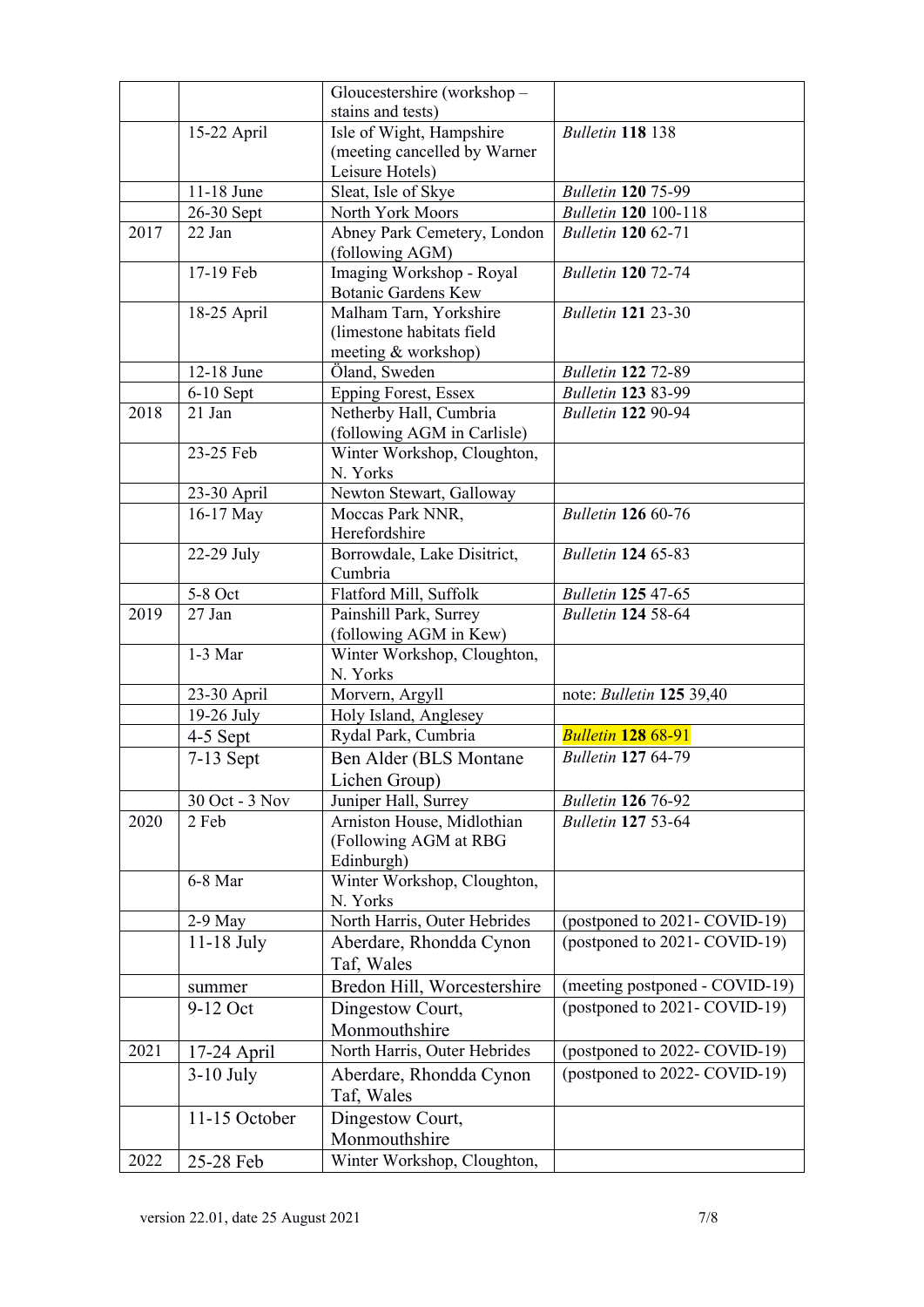| | | | |
|---|---|---|---|
| | | Gloucestershire (workshop – stains and tests) | |
| | 15-22 April | Isle of Wight, Hampshire (meeting cancelled by Warner Leisure Hotels) | *Bulletin* **118** 138 |
| | 11-18 June | Sleat, Isle of Skye | *Bulletin* **120** 75-99 |
| | 26-30 Sept | North York Moors | *Bulletin* **120** 100-118 |
| 2017 | 22 Jan | Abney Park Cemetery, London (following AGM) | *Bulletin* **120** 62-71 |
| | 17-19 Feb | Imaging Workshop - Royal Botanic Gardens Kew | *Bulletin* **120** 72-74 |
| | 18-25 April | Malham Tarn, Yorkshire (limestone habitats field meeting & workshop) | *Bulletin* **121** 23-30 |
| | 12-18 June | Öland, Sweden | *Bulletin* **122** 72-89 |
| | 6-10 Sept | Epping Forest, Essex | *Bulletin* **123** 83-99 |
| 2018 | 21 Jan | Netherby Hall, Cumbria (following AGM in Carlisle) | *Bulletin* **122** 90-94 |
| | 23-25 Feb | Winter Workshop, Cloughton, N. Yorks | |
| | 23-30 April | Newton Stewart, Galloway | |
| | 16-17 May | Moccas Park NNR, Herefordshire | *Bulletin* **126** 60-76 |
| | 22-29 July | Borrowdale, Lake Disitrict, Cumbria | *Bulletin* **124** 65-83 |
| | 5-8 Oct | Flatford Mill, Suffolk | *Bulletin* **125** 47-65 |
| 2019 | 27 Jan | Painshill Park, Surrey (following AGM in Kew) | *Bulletin* **124** 58-64 |
| | 1-3 Mar | Winter Workshop, Cloughton, N. Yorks | |
| | 23-30 April | Morvern, Argyll | note: *Bulletin* **125** 39,40 |
| | 19-26 July | Holy Island, Anglesey | |
| | 4-5 Sept | Rydal Park, Cumbria | *Bulletin* **128** 68-91 |
| | 7-13 Sept | Ben Alder (BLS Montane Lichen Group) | *Bulletin* **127** 64-79 |
| | 30 Oct - 3 Nov | Juniper Hall, Surrey | *Bulletin* **126** 76-92 |
| 2020 | 2 Feb | Arniston House, Midlothian (Following AGM at RBG Edinburgh) | *Bulletin* **127** 53-64 |
| | 6-8 Mar | Winter Workshop, Cloughton, N. Yorks | |
| | 2-9 May | North Harris, Outer Hebrides | (postponed to 2021- COVID-19) |
| | 11-18 July | Aberdare, Rhondda Cynon Taf, Wales | (postponed to 2021- COVID-19) |
| | summer | Bredon Hill, Worcestershire | (meeting postponed - COVID-19) |
| | 9-12 Oct | Dingestow Court, Monmouthshire | (postponed to 2021- COVID-19) |
| 2021 | 17-24 April | North Harris, Outer Hebrides | (postponed to 2022- COVID-19) |
| | 3-10 July | Aberdare, Rhondda Cynon Taf, Wales | (postponed to 2022- COVID-19) |
| | 11-15 October | Dingestow Court, Monmouthshire | |
| 2022 | 25-28 Feb | Winter Workshop, Cloughton, | |

version 22.01, date 25 August 2021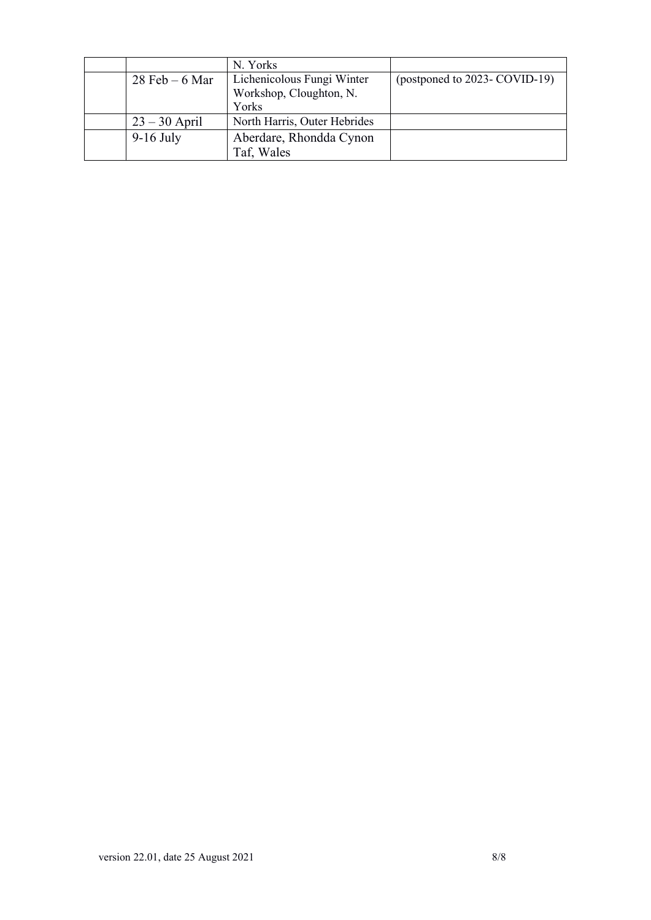| | | | |
|---|---|---|---|
| | | N. Yorks | |
| | 28 Feb – 6 Mar | Lichenicolous Fungi Winter Workshop, Cloughton, N. Yorks | (postponed to 2023- COVID-19) |
| | 23 – 30 April | North Harris, Outer Hebrides | |
| | 9-16 July | Aberdare, Rhondda Cynon Taf, Wales | |

version 22.01, date 25 August 2021